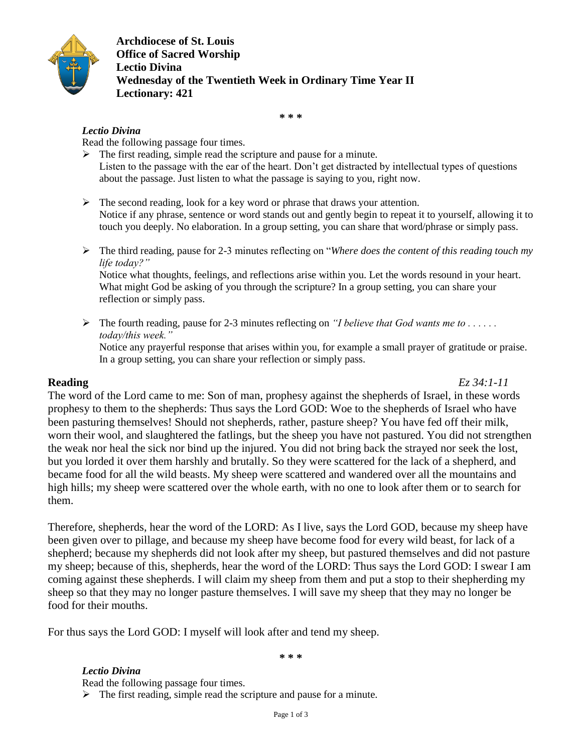**Archdiocese of St. Louis**
**Office of Sacred Worship**
**Lectio Divina**
**Wednesday of the Twentieth Week in Ordinary Time Year II**
**Lectionary: 421**

**\* \* \***

***Lectio Divina***

Read the following passage four times.

- The first reading, simple read the scripture and pause for a minute.
  Listen to the passage with the ear of the heart. Don't get distracted by intellectual types of questions about the passage. Just listen to what the passage is saying to you, right now.

- The second reading, look for a key word or phrase that draws your attention.
  Notice if any phrase, sentence or word stands out and gently begin to repeat it to yourself, allowing it to touch you deeply. No elaboration. In a group setting, you can share that word/phrase or simply pass.

- The third reading, pause for 2-3 minutes reflecting on "*Where does the content of this reading touch my life today?"*
  Notice what thoughts, feelings, and reflections arise within you. Let the words resound in your heart. What might God be asking of you through the scripture? In a group setting, you can share your reflection or simply pass.

- The fourth reading, pause for 2-3 minutes reflecting on *"I believe that God wants me to . . . . . . today/this week."*
  Notice any prayerful response that arises within you, for example a small prayer of gratitude or praise. In a group setting, you can share your reflection or simply pass.

**Reading** *Ez 34:1-11*

The word of the Lord came to me: Son of man, prophesy against the shepherds of Israel, in these words prophesy to them to the shepherds: Thus says the Lord GOD: Woe to the shepherds of Israel who have been pasturing themselves! Should not shepherds, rather, pasture sheep? You have fed off their milk, worn their wool, and slaughtered the fatlings, but the sheep you have not pastured. You did not strengthen the weak nor heal the sick nor bind up the injured. You did not bring back the strayed nor seek the lost, but you lorded it over them harshly and brutally. So they were scattered for the lack of a shepherd, and became food for all the wild beasts. My sheep were scattered and wandered over all the mountains and high hills; my sheep were scattered over the whole earth, with no one to look after them or to search for them.

Therefore, shepherds, hear the word of the LORD: As I live, says the Lord GOD, because my sheep have been given over to pillage, and because my sheep have become food for every wild beast, for lack of a shepherd; because my shepherds did not look after my sheep, but pastured themselves and did not pasture my sheep; because of this, shepherds, hear the word of the LORD: Thus says the Lord GOD: I swear I am coming against these shepherds. I will claim my sheep from them and put a stop to their shepherding my sheep so that they may no longer pasture themselves. I will save my sheep that they may no longer be food for their mouths.

For thus says the Lord GOD: I myself will look after and tend my sheep.

**\* \* \***

***Lectio Divina***

Read the following passage four times.

- The first reading, simple read the scripture and pause for a minute.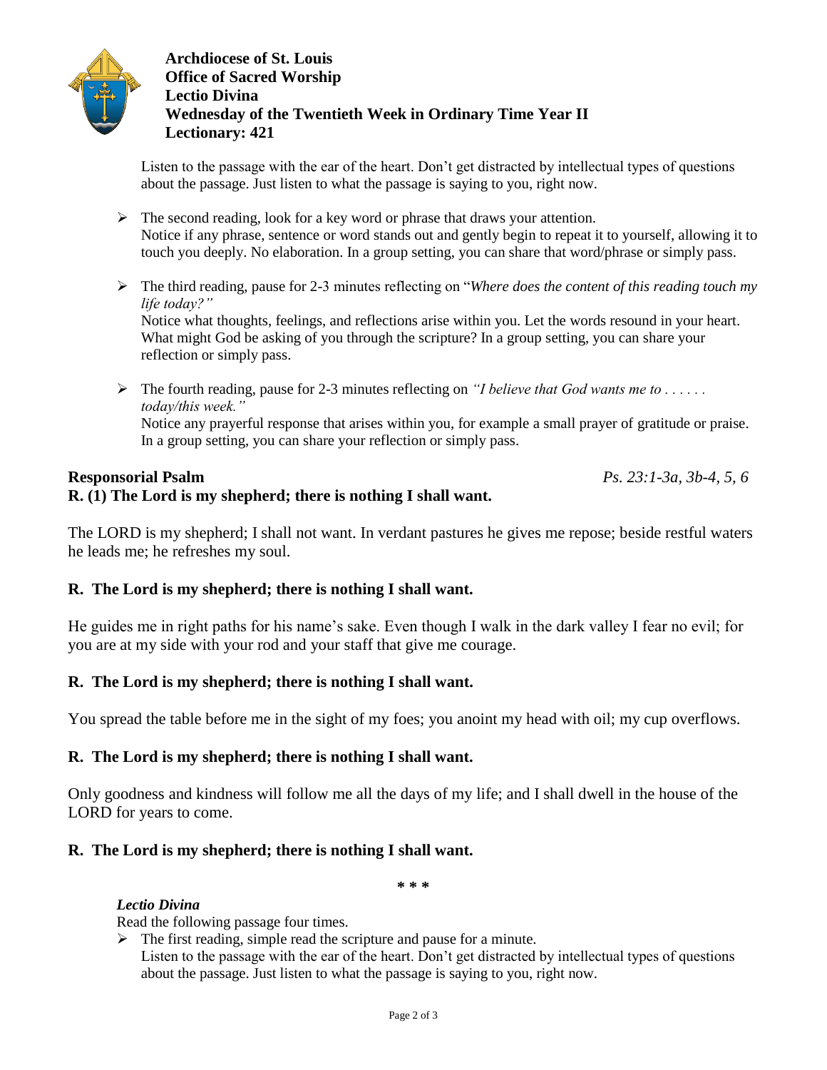**Archdiocese of St. Louis**
**Office of Sacred Worship**
**Lectio Divina**
**Wednesday of the Twentieth Week in Ordinary Time Year II**
**Lectionary: 421**

Listen to the passage with the ear of the heart. Don't get distracted by intellectual types of questions about the passage. Just listen to what the passage is saying to you, right now.

- The second reading, look for a key word or phrase that draws your attention.
  Notice if any phrase, sentence or word stands out and gently begin to repeat it to yourself, allowing it to touch you deeply. No elaboration. In a group setting, you can share that word/phrase or simply pass.
- The third reading, pause for 2-3 minutes reflecting on "*Where does the content of this reading touch my life today?"*
  Notice what thoughts, feelings, and reflections arise within you. Let the words resound in your heart. What might God be asking of you through the scripture? In a group setting, you can share your reflection or simply pass.
- The fourth reading, pause for 2-3 minutes reflecting on *"I believe that God wants me to . . . . . . today/this week."*
  Notice any prayerful response that arises within you, for example a small prayer of gratitude or praise. In a group setting, you can share your reflection or simply pass.

**Responsorial Psalm** *Ps. 23:1-3a, 3b-4, 5, 6*
**R. (1) The Lord is my shepherd; there is nothing I shall want.**

The LORD is my shepherd; I shall not want. In verdant pastures he gives me repose; beside restful waters he leads me; he refreshes my soul.

**R. The Lord is my shepherd; there is nothing I shall want.**

He guides me in right paths for his name's sake. Even though I walk in the dark valley I fear no evil; for you are at my side with your rod and your staff that give me courage.

**R. The Lord is my shepherd; there is nothing I shall want.**

You spread the table before me in the sight of my foes; you anoint my head with oil; my cup overflows.

**R. The Lord is my shepherd; there is nothing I shall want.**

Only goodness and kindness will follow me all the days of my life; and I shall dwell in the house of the LORD for years to come.

**R. The Lord is my shepherd; there is nothing I shall want.**

\* \* \*

***Lectio Divina***
Read the following passage four times.

- The first reading, simple read the scripture and pause for a minute.
  Listen to the passage with the ear of the heart. Don't get distracted by intellectual types of questions about the passage. Just listen to what the passage is saying to you, right now.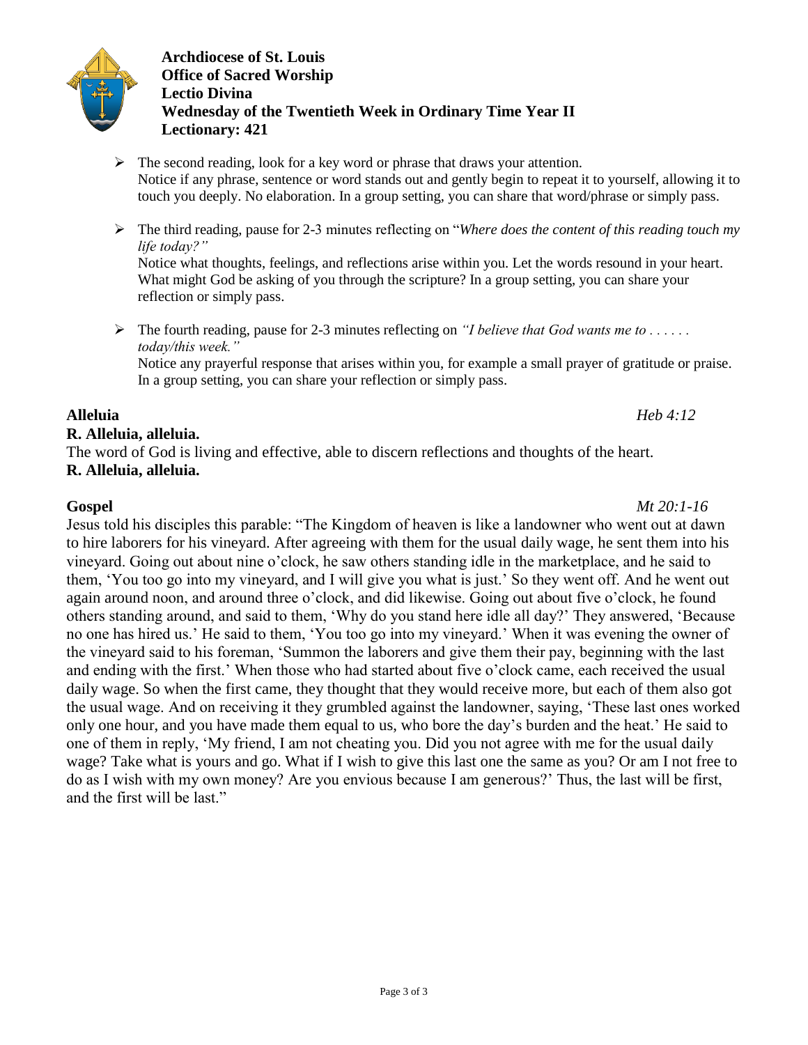**Archdiocese of St. Louis**
**Office of Sacred Worship**
**Lectio Divina**
**Wednesday of the Twentieth Week in Ordinary Time Year II**
**Lectionary: 421**

- The second reading, look for a key word or phrase that draws your attention. Notice if any phrase, sentence or word stands out and gently begin to repeat it to yourself, allowing it to touch you deeply. No elaboration. In a group setting, you can share that word/phrase or simply pass.
- The third reading, pause for 2-3 minutes reflecting on "*Where does the content of this reading touch my life today?"*
  Notice what thoughts, feelings, and reflections arise within you. Let the words resound in your heart. What might God be asking of you through the scripture? In a group setting, you can share your reflection or simply pass.
- The fourth reading, pause for 2-3 minutes reflecting on *"I believe that God wants me to . . . . . . today/this week."*
  Notice any prayerful response that arises within you, for example a small prayer of gratitude or praise. In a group setting, you can share your reflection or simply pass.

**Alleluia** *Heb 4:12*

**R. Alleluia, alleluia.**
The word of God is living and effective, able to discern reflections and thoughts of the heart.
**R. Alleluia, alleluia.**

**Gospel** *Mt 20:1-16*

Jesus told his disciples this parable: "The Kingdom of heaven is like a landowner who went out at dawn to hire laborers for his vineyard. After agreeing with them for the usual daily wage, he sent them into his vineyard. Going out about nine o'clock, he saw others standing idle in the marketplace, and he said to them, 'You too go into my vineyard, and I will give you what is just.' So they went off. And he went out again around noon, and around three o'clock, and did likewise. Going out about five o'clock, he found others standing around, and said to them, 'Why do you stand here idle all day?' They answered, 'Because no one has hired us.' He said to them, 'You too go into my vineyard.' When it was evening the owner of the vineyard said to his foreman, 'Summon the laborers and give them their pay, beginning with the last and ending with the first.' When those who had started about five o'clock came, each received the usual daily wage. So when the first came, they thought that they would receive more, but each of them also got the usual wage. And on receiving it they grumbled against the landowner, saying, 'These last ones worked only one hour, and you have made them equal to us, who bore the day's burden and the heat.' He said to one of them in reply, 'My friend, I am not cheating you. Did you not agree with me for the usual daily wage? Take what is yours and go. What if I wish to give this last one the same as you? Or am I not free to do as I wish with my own money? Are you envious because I am generous?' Thus, the last will be first, and the first will be last."